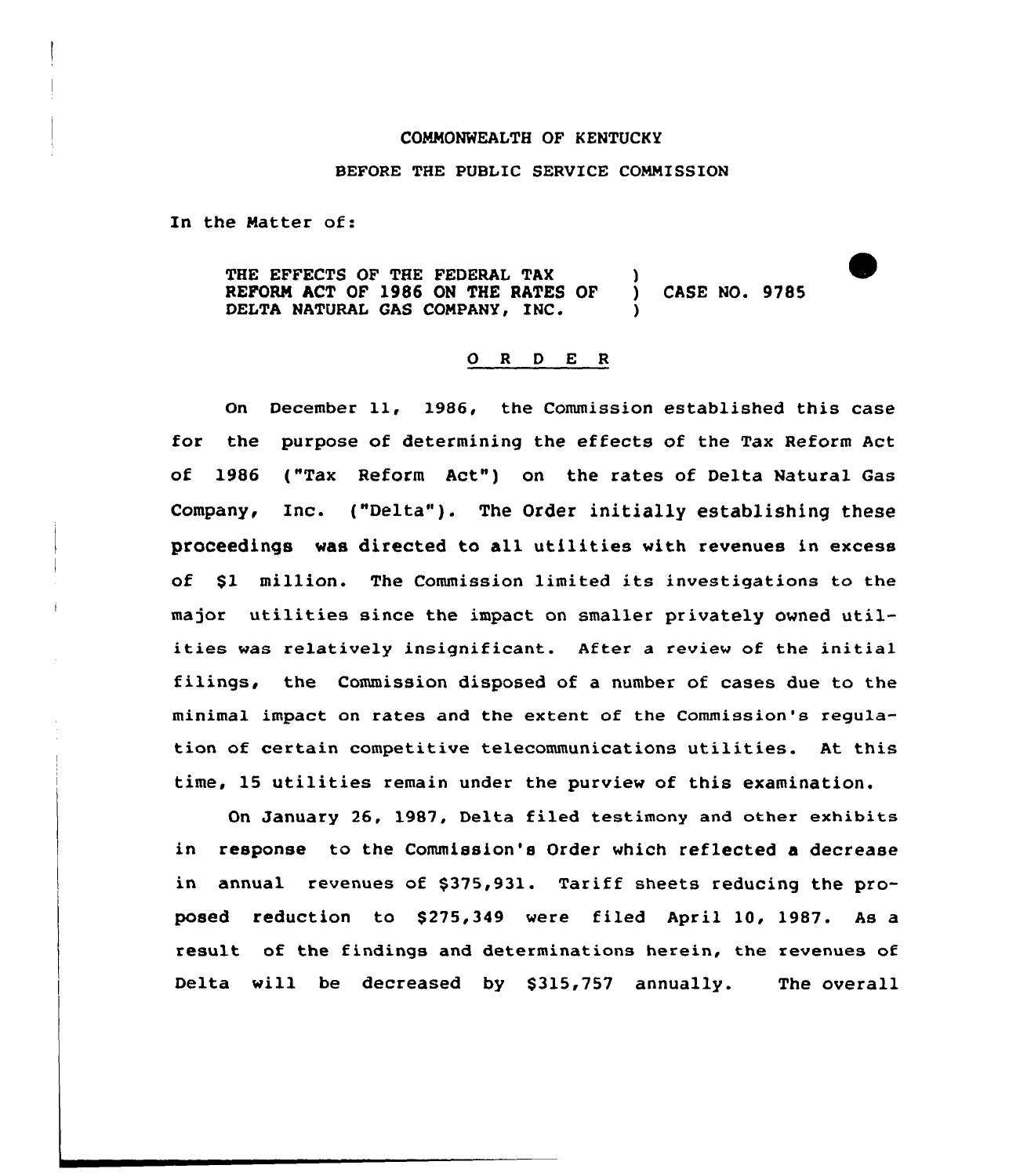COMMONWEALTH OF KENTUCKY

BEFORE THE PUBLIC SERVICE COMMISSION

In the Matter of:

THE EFFECTS OF THE FEDERAL TAX REFORM ACT OF 1986 ON THE RATES OF DELTA NATURAL GAS COMPANY, INC. ) CASE NO. 9785

O R D E R

On December 11, 1986, the Commission established this case for the purpose of determining the effects of the Tax Reform Act of 1986 ("Tax Reform Act") on the rates of Delta Natural Gas Company, Inc. ("Delta"). The Order initially establishing these proceedings was directed to all utilities with revenues in excess of $1 million. The Commission limited its investigations to the major utilities since the impact on smaller privately owned utilities was relatively insignificant. After a review of the initial filings, the Commission disposed of a number of cases due to the minimal impact on rates and the extent of the Commission's regulation of certain competitive telecommunications utilities. At this time, 15 utilities remain under the purview of this examination.

On January 26, 1987, Delta filed testimony and other exhibits in response to the Commission's Order which reflected a decrease in annual revenues of $375,931. Tariff sheets reducing the proposed reduction to $275,349 were filed April 10, 1987. As a result of the findings and determinations herein, the revenues of Delta will be decreased by $315,757 annually. The overall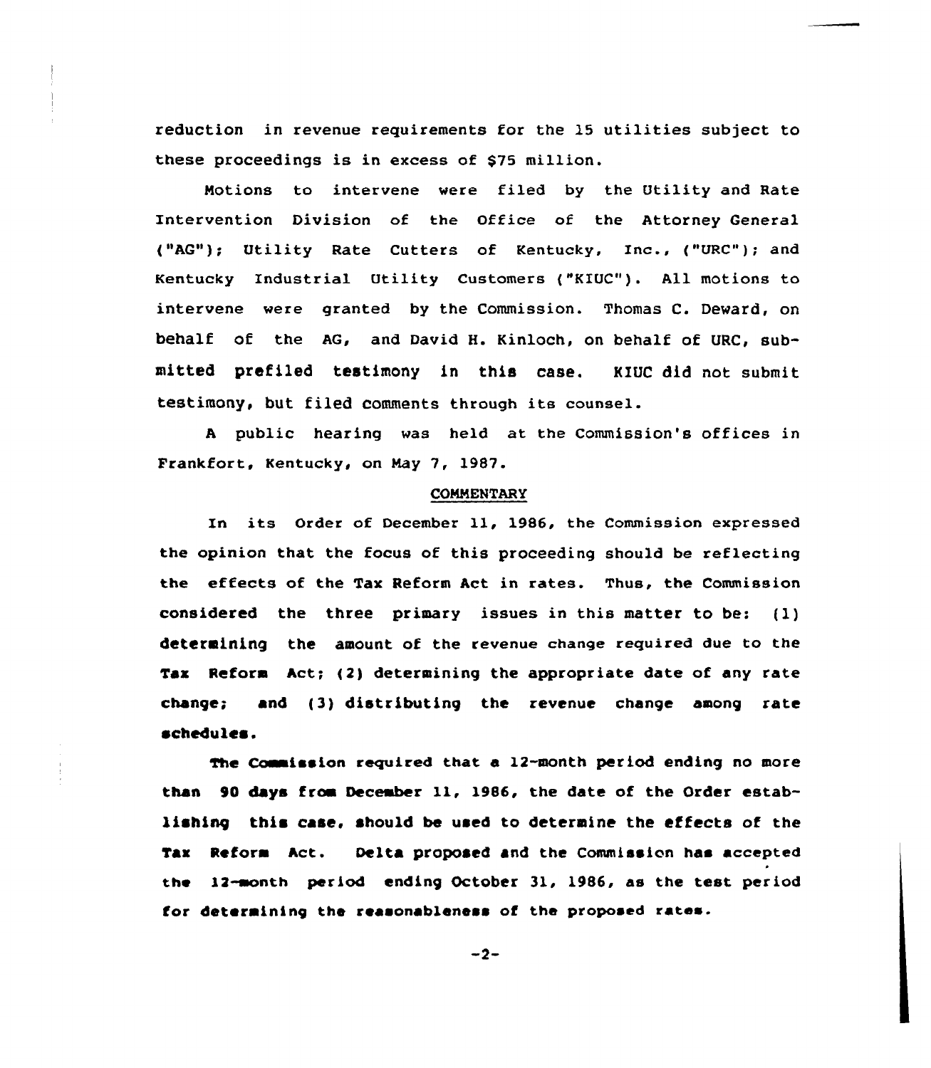reduction in revenue requirements for the 15 utilities subject to these proceedings is in excess of $75 million.

Motions to intervene were filed by the Utility and Rate Intervention Division of the Office of the Attorney General ("AG"); Utility Rate Cutters of Kentucky, Inc., ("URC"); and Kentucky Industrial Utility Customers ("KIUC"). All motions to intervene were granted by the Commission. Thomas C. Deward, on behalf of the AG, and David H. Kinloch, on behalf of URC, submitted prefiled testimony in this case. KIUC did not submit testimony, but filed comments through its counsel.

A public hearing was held at the Commission's offices in Frankfort, Kentucky, on May 7, 1987.

## COMMENTARY

In its Order of December 11, 1986, the Commission expressed the opinion that the focus of this proceeding should be reflecting the effects of the Tax Reform Act in rates. Thus, the Commission considered the three primary issues in this matter to be: (1) determining the amount of the revenue change required due to the Tax Reform Act; (2) determining the appropriate date of any rate change; and (3) distributing the revenue change among rate schedules.

The Commission required that a 12-month period ending no more than 90 days from December 11, 1986, the date of the Order establishing this case, should be used to determine the effects of the Tax Reform Act. Delta proposed and the Commission has accepted the 12-month period ending October 31, 1986, as the test period for determining the reasonableness of the proposed rates.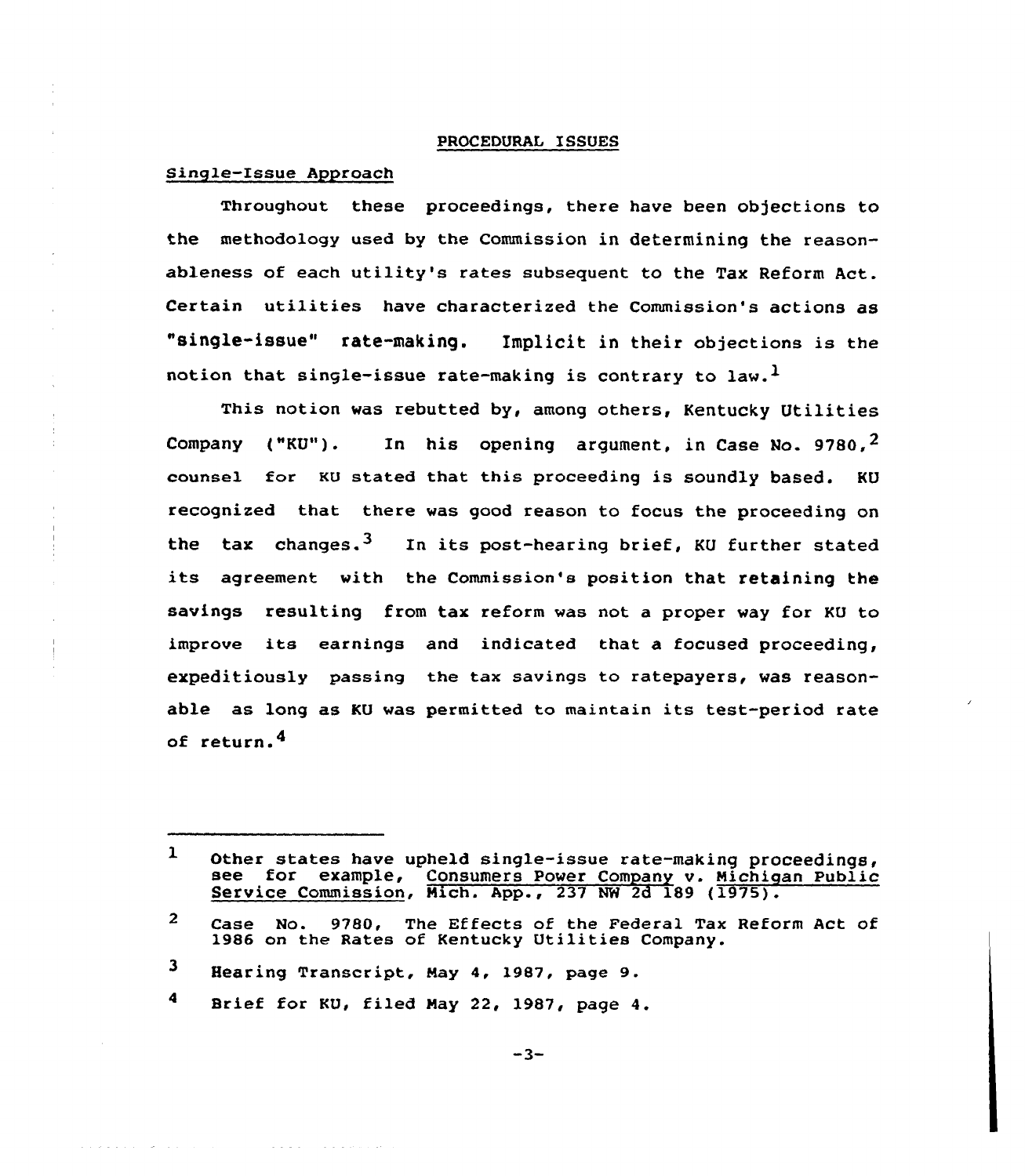## PROCEDURAL ISSUES

### Single-Issue Approach

Throughout these proceedings, there have been objections to the methodology used by the Commission in determining the reasonableness of each utility's rates subsequent to the Tax Reform Act. Certain utilities have characterized the Commission's actions as "single-issue" rate-making. Implicit in their objections is the notion that single-issue rate-making is contrary to law.[1]

This notion was rebutted by, among others, Kentucky Utilities Company ("KU"). In his opening argument, in Case No. 9780,[2] counsel for KU stated that this proceeding is soundly based. KU recognized that there was good reason to focus the proceeding on the tax changes.[3] In its post-hearing brief, KU further stated its agreement with the Commission's position that retaining the savings resulting from tax reform was not a proper way for KU to improve its earnings and indicated that a focused proceeding, expeditiously passing the tax savings to ratepayers, was reasonable as long as KU was permitted to maintain its test-period rate of return.[4]

---

[1] Other states have upheld single-issue rate-making proceedings, see for example, Consumers Power Company v. Michigan Public Service Commission, Mich. App., 237 NW 2d 189 (1975).

[2] Case No. 9780, The Effects of the Federal Tax Reform Act of 1986 on the Rates of Kentucky Utilities Company.

[3] Hearing Transcript, May 4, 1987, page 9.

[4] Brief for KU, filed May 22, 1987, page 4.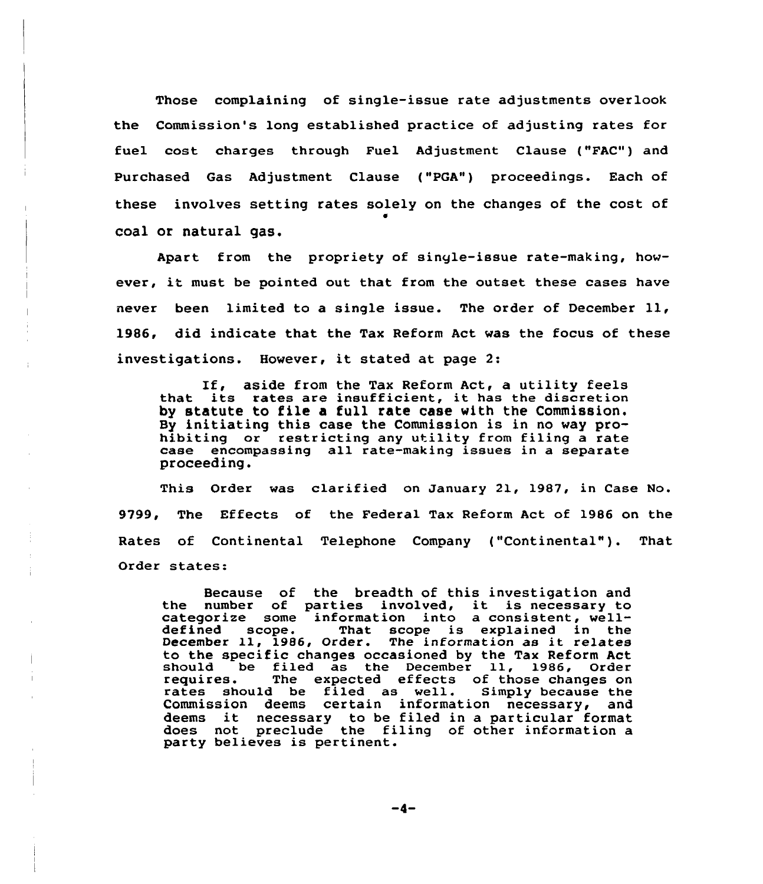Those complaining of single-issue rate adjustments overlook the Commission's long established practice of adjusting rates for fuel cost charges through Fuel Adjustment Clause ("FAC") and Purchased Gas Adjustment Clause ("PGA") proceedings. Each of these involves setting rates solely on the changes of the cost of coal or natural gas.

Apart from the propriety of single-issue rate-making, however, it must be pointed out that from the outset these cases have never been limited to a single issue. The order of December 11, 1986, did indicate that the Tax Reform Act was the focus of these investigations. However, it stated at page 2:

> If, aside from the Tax Reform Act, a utility feels that its rates are insufficient, it has the discretion by statute to file a full rate case with the Commission. By initiating this case the Commission is in no way prohibiting or restricting any utility from filing a rate case encompassing all rate-making issues in a separate proceeding.

This Order was clarified on January 21, 1987, in Case No. 9799, The Effects of the Federal Tax Reform Act of 1986 on the Rates of Continental Telephone Company ("Continental"). That Order states:

> Because of the breadth of this investigation and the number of parties involved, it is necessary to categorize some information into a consistent, well-defined scope. That scope is explained in the December 11, 1986, Order. The information as it relates to the specific changes occasioned by the Tax Reform Act should be filed as the December 11, 1986, Order requires. The expected effects of those changes on rates should be filed as well. Simply because the Commission deems certain information necessary, and deems it necessary to be filed in a particular format does not preclude the filing of other information a party believes is pertinent.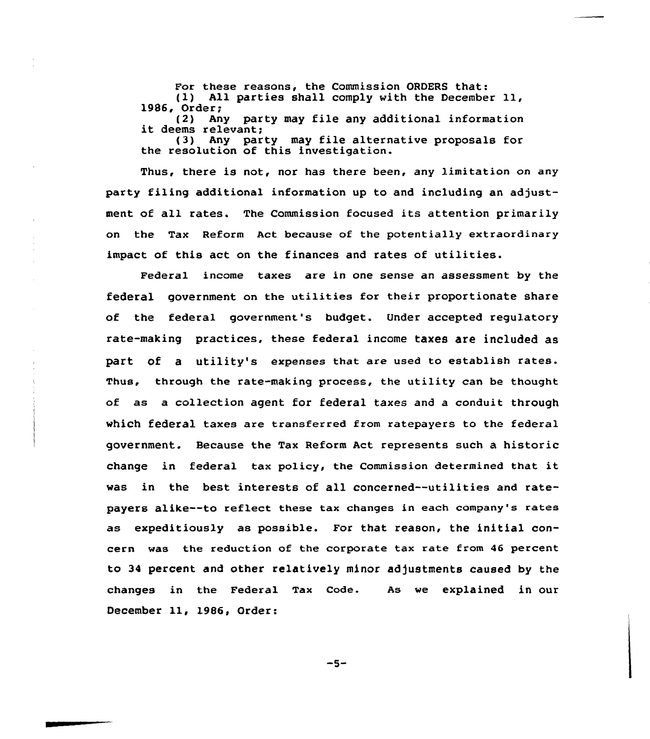For these reasons, the Commission ORDERS that:

(1) All parties shall comply with the December 11, 1986, Order;

(2) Any party may file any additional information it deems relevant;

(3) Any party may file alternative proposals for the resolution of this investigation.

Thus, there is not, nor has there been, any limitation on any party filing additional information up to and including an adjustment of all rates. The Commission focused its attention primarily on the Tax Reform Act because of the potentially extraordinary impact of this act on the finances and rates of utilities.

Federal income taxes are in one sense an assessment by the federal government on the utilities for their proportionate share of the federal government's budget. Under accepted regulatory rate-making practices, these federal income taxes are included as part of a utility's expenses that are used to establish rates. Thus, through the rate-making process, the utility can be thought of as a collection agent for federal taxes and a conduit through which federal taxes are transferred from ratepayers to the federal government. Because the Tax Reform Act represents such a historic change in federal tax policy, the Commission determined that it was in the best interests of all concerned--utilities and ratepayers alike--to reflect these tax changes in each company's rates as expeditiously as possible. For that reason, the initial concern was the reduction of the corporate tax rate from 46 percent to 34 percent and other relatively minor adjustments caused by the changes in the Federal Tax Code. As we explained in our December 11, 1986, Order: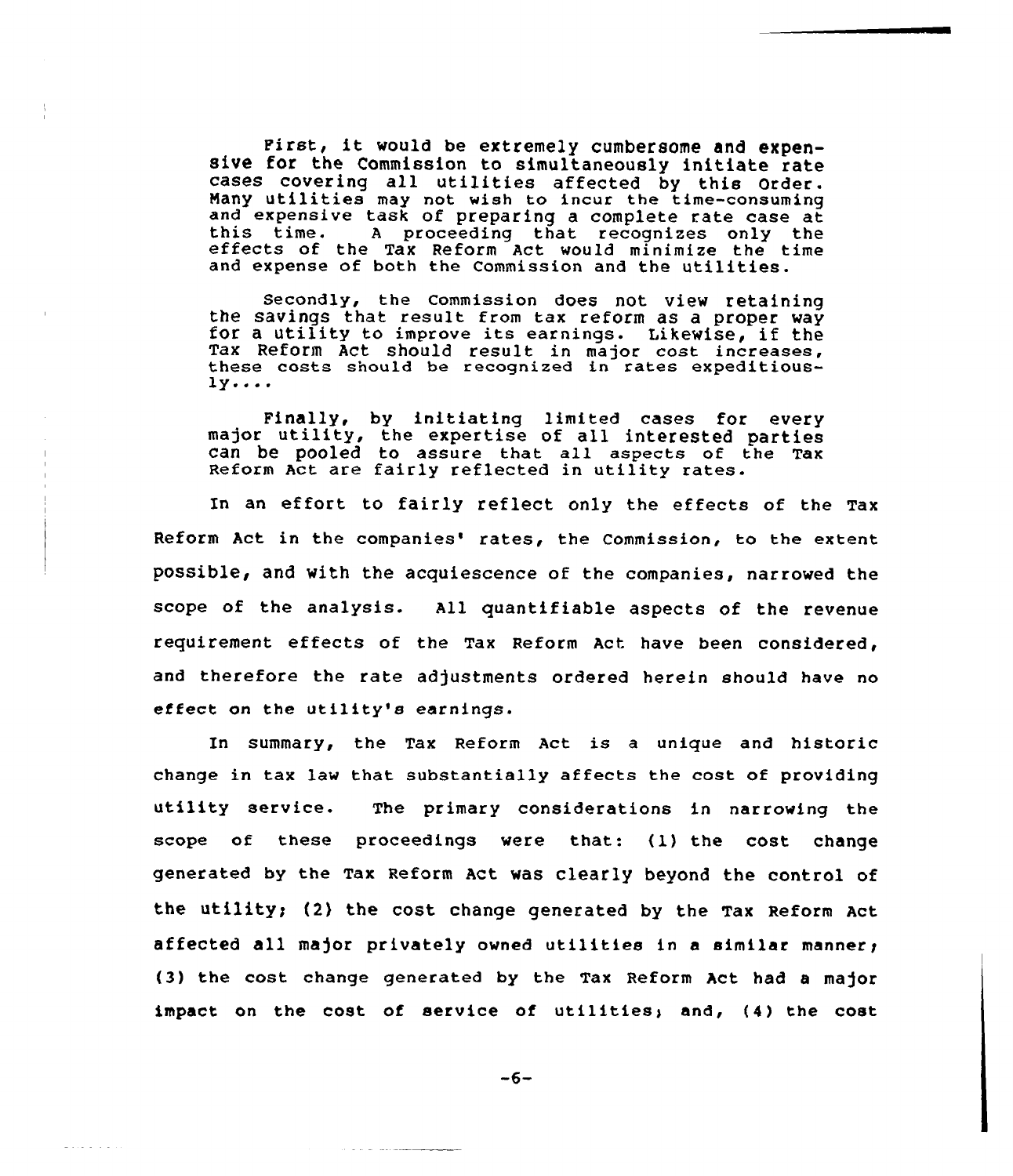> First, it would be extremely cumbersome and expensive for the Commission to simultaneously initiate rate cases covering all utilities affected by this Order. Many utilities may not wish to incur the time-consuming and expensive task of preparing a complete rate case at this time. A proceeding that recognizes only the effects of the Tax Reform Act would minimize the time and expense of both the Commission and the utilities.
>
> Secondly, the Commission does not view retaining the savings that result from tax reform as a proper way for a utility to improve its earnings. Likewise, if the Tax Reform Act should result in major cost increases, these costs should be recognized in rates expeditiously....
>
> Finally, by initiating limited cases for every major utility, the expertise of all interested parties can be pooled to assure that all aspects of the Tax Reform Act are fairly reflected in utility rates.

In an effort to fairly reflect only the effects of the Tax Reform Act in the companies' rates, the Commission, to the extent possible, and with the acquiescence of the companies, narrowed the scope of the analysis. All quantifiable aspects of the revenue requirement effects of the Tax Reform Act have been considered, and therefore the rate adjustments ordered herein should have no effect on the utility's earnings.

In summary, the Tax Reform Act is a unique and historic change in tax law that substantially affects the cost of providing utility service. The primary considerations in narrowing the scope of these proceedings were that: (1) the cost change generated by the Tax Reform Act was clearly beyond the control of the utility; (2) the cost change generated by the Tax Reform Act affected all major privately owned utilities in a similar manner; (3) the cost change generated by the Tax Reform Act had a major impact on the cost of service of utilities; and, (4) the cost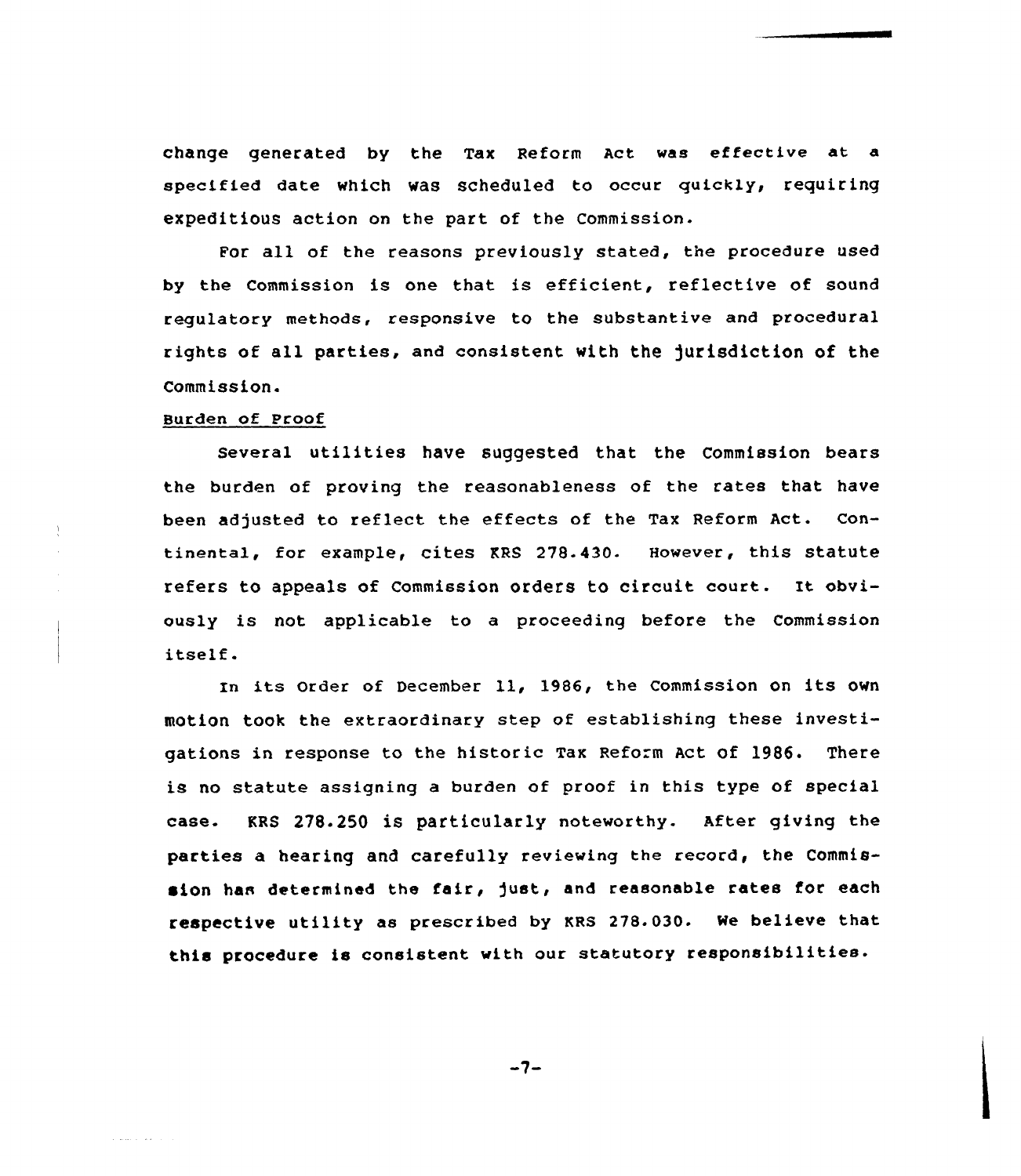change generated by the Tax Reform Act was effective at a specified date which was scheduled to occur quickly, requiring expeditious action on the part of the Commission.

For all of the reasons previously stated, the procedure used by the Commission is one that is efficient, reflective of sound regulatory methods, responsive to the substantive and procedural rights of all parties, and consistent with the jurisdiction of the Commission.

Burden of Proof

Several utilities have suggested that the Commission bears the burden of proving the reasonableness of the rates that have been adjusted to reflect the effects of the Tax Reform Act. Continental, for example, cites KRS 278.430. However, this statute refers to appeals of Commission orders to circuit court. It obviously is not applicable to a proceeding before the Commission itself.

In its Order of December 11, 1986, the Commission on its own motion took the extraordinary step of establishing these investigations in response to the historic Tax Reform Act of 1986. There is no statute assigning a burden of proof in this type of special case. KRS 278.250 is particularly noteworthy. After giving the parties a hearing and carefully reviewing the record, the Commission has determined the fair, just, and reasonable rates for each respective utility as prescribed by KRS 278.030. We believe that this procedure is consistent with our statutory responsibilities.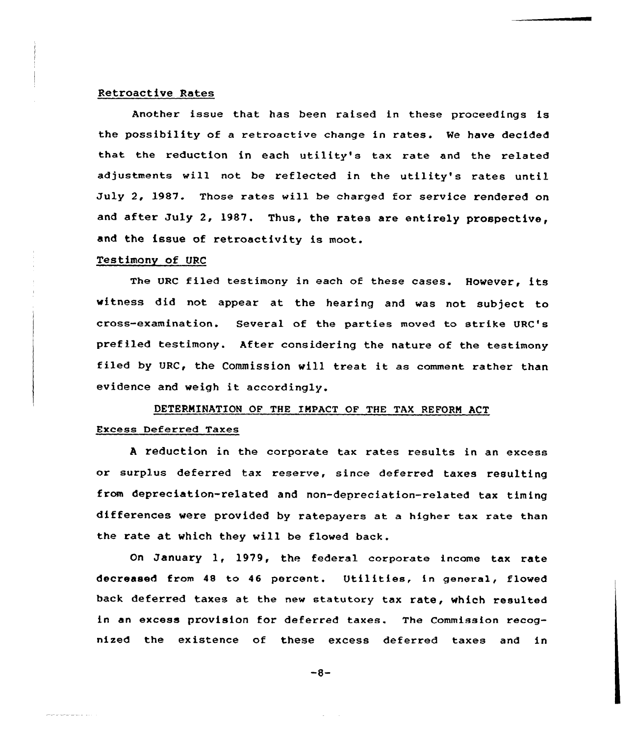### Retroactive Rates

Another issue that has been raised in these proceedings is the possibility of a retroactive change in rates. We have decided that the reduction in each utility's tax rate and the related adjustments will not be reflected in the utility's rates until July 2, 1987. Those rates will be charged for service rendered on and after July 2, 1987. Thus, the rates are entirely prospective, and the issue of retroactivity is moot.

### Testimony of URC

The URC filed testimony in each of these cases. However, its witness did not appear at the hearing and was not subject to cross-examination. Several of the parties moved to strike URC's prefiled testimony. After considering the nature of the testimony filed by URC, the Commission will treat it as comment rather than evidence and weigh it accordingly.

## DETERMINATION OF THE IMPACT OF THE TAX REFORM ACT

### Excess Deferred Taxes

A reduction in the corporate tax rates results in an excess or surplus deferred tax reserve, since deferred taxes resulting from depreciation-related and non-depreciation-related tax timing differences were provided by ratepayers at a higher tax rate than the rate at which they will be flowed back.

On January 1, 1979, the federal corporate income tax rate decreased from 48 to 46 percent. Utilities, in general, flowed back deferred taxes at the new statutory tax rate, which resulted in an excess provision for deferred taxes. The Commission recognized the existence of these excess deferred taxes and in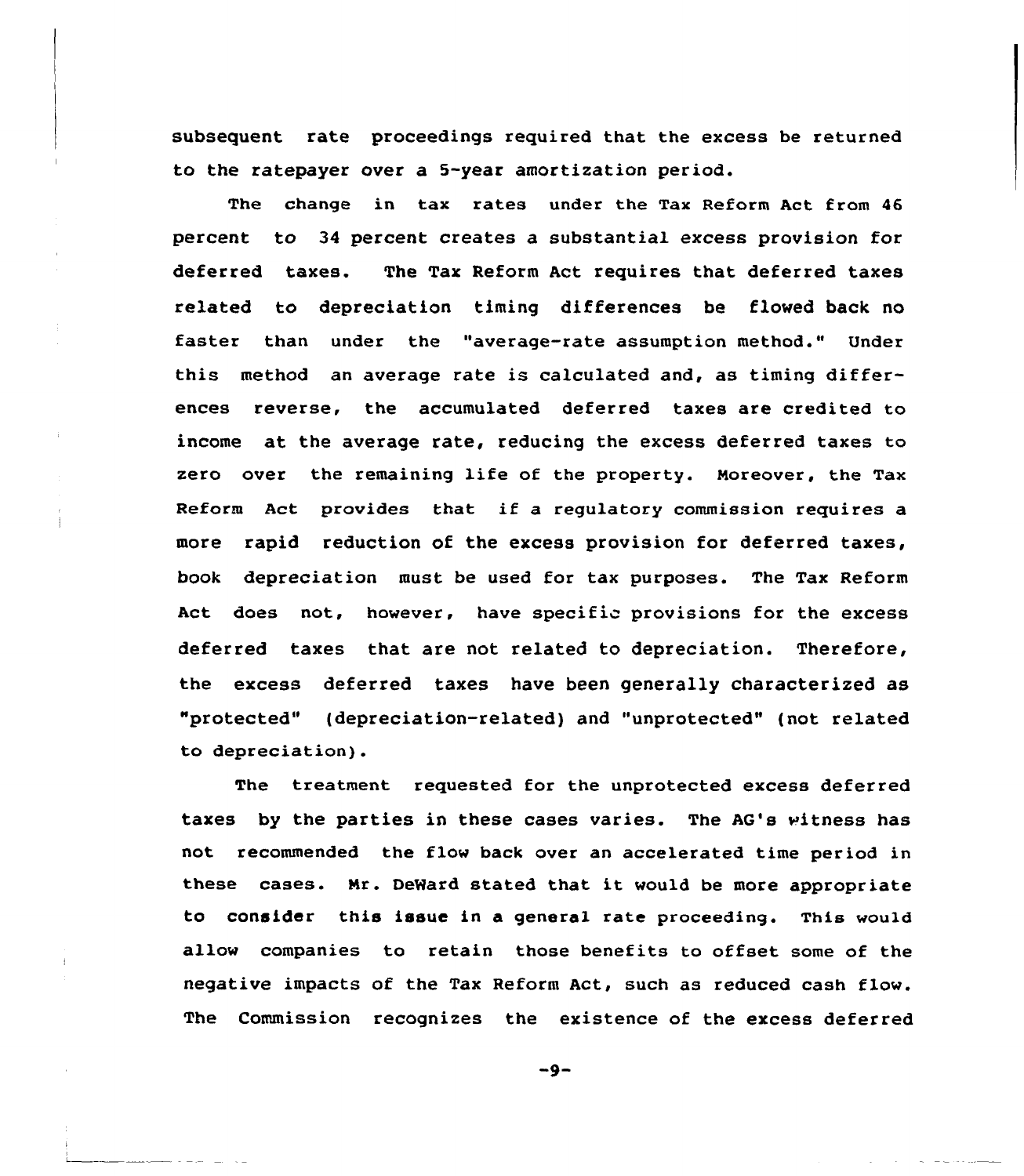subsequent rate proceedings required that the excess be returned to the ratepayer over a 5-year amortization period.

The change in tax rates under the Tax Reform Act from 46 percent to 34 percent creates a substantial excess provision for deferred taxes. The Tax Reform Act requires that deferred taxes related to depreciation timing differences be flowed back no faster than under the "average-rate assumption method." Under this method an average rate is calculated and, as timing differences reverse, the accumulated deferred taxes are credited to income at the average rate, reducing the excess deferred taxes to zero over the remaining life of the property. Moreover, the Tax Reform Act provides that if a regulatory commission requires a more rapid reduction of the excess provision for deferred taxes, book depreciation must be used for tax purposes. The Tax Reform Act does not, however, have specific provisions for the excess deferred taxes that are not related to depreciation. Therefore, the excess deferred taxes have been generally characterized as "protected" (depreciation-related) and "unprotected" (not related to depreciation).

The treatment requested for the unprotected excess deferred taxes by the parties in these cases varies. The AG's witness has not recommended the flow back over an accelerated time period in these cases. Mr. DeWard stated that it would be more appropriate to consider this issue in a general rate proceeding. This would allow companies to retain those benefits to offset some of the negative impacts of the Tax Reform Act, such as reduced cash flow. The Commission recognizes the existence of the excess deferred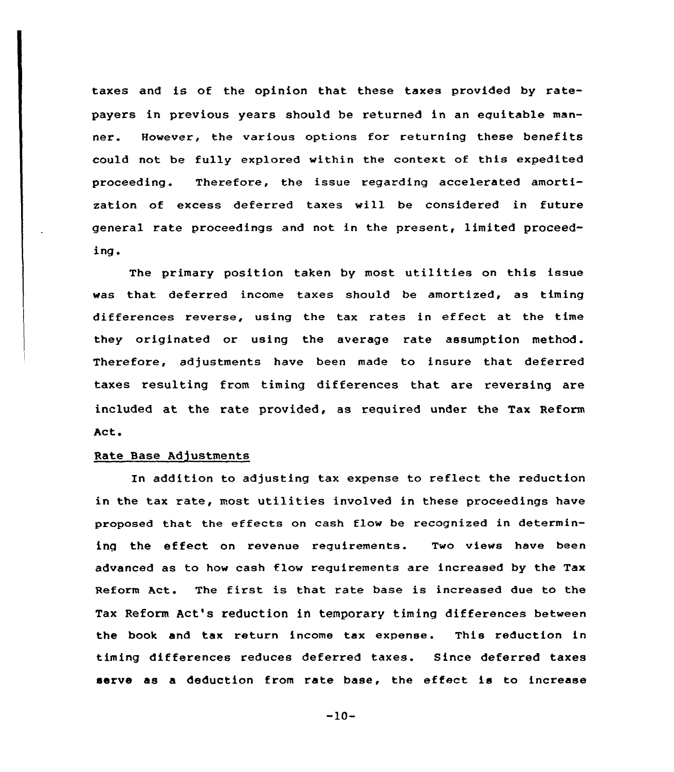taxes and is of the opinion that these taxes provided by ratepayers in previous years should be returned in an equitable manner. However, the various options for returning these benefits could not be fully explored within the context of this expedited proceeding. Therefore, the issue regarding accelerated amortization of excess deferred taxes will be considered in future general rate proceedings and not in the present, limited proceeding.

The primary position taken by most utilities on this issue was that deferred income taxes should be amortized, as timing differences reverse, using the tax rates in effect at the time they originated or using the average rate assumption method. Therefore, adjustments have been made to insure that deferred taxes resulting from timing differences that are reversing are included at the rate provided, as required under the Tax Reform Act.

## Rate Base Adjustments

In addition to adjusting tax expense to reflect the reduction in the tax rate, most utilities involved in these proceedings have proposed that the effects on cash flow be recognized in determining the effect on revenue requirements. Two views have been advanced as to how cash flow requirements are increased by the Tax Reform Act. The first is that rate base is increased due to the Tax Reform Act's reduction in temporary timing differences between the book and tax return income tax expense. This reduction in timing differences reduces deferred taxes. Since deferred taxes serve as a deduction from rate base, the effect is to increase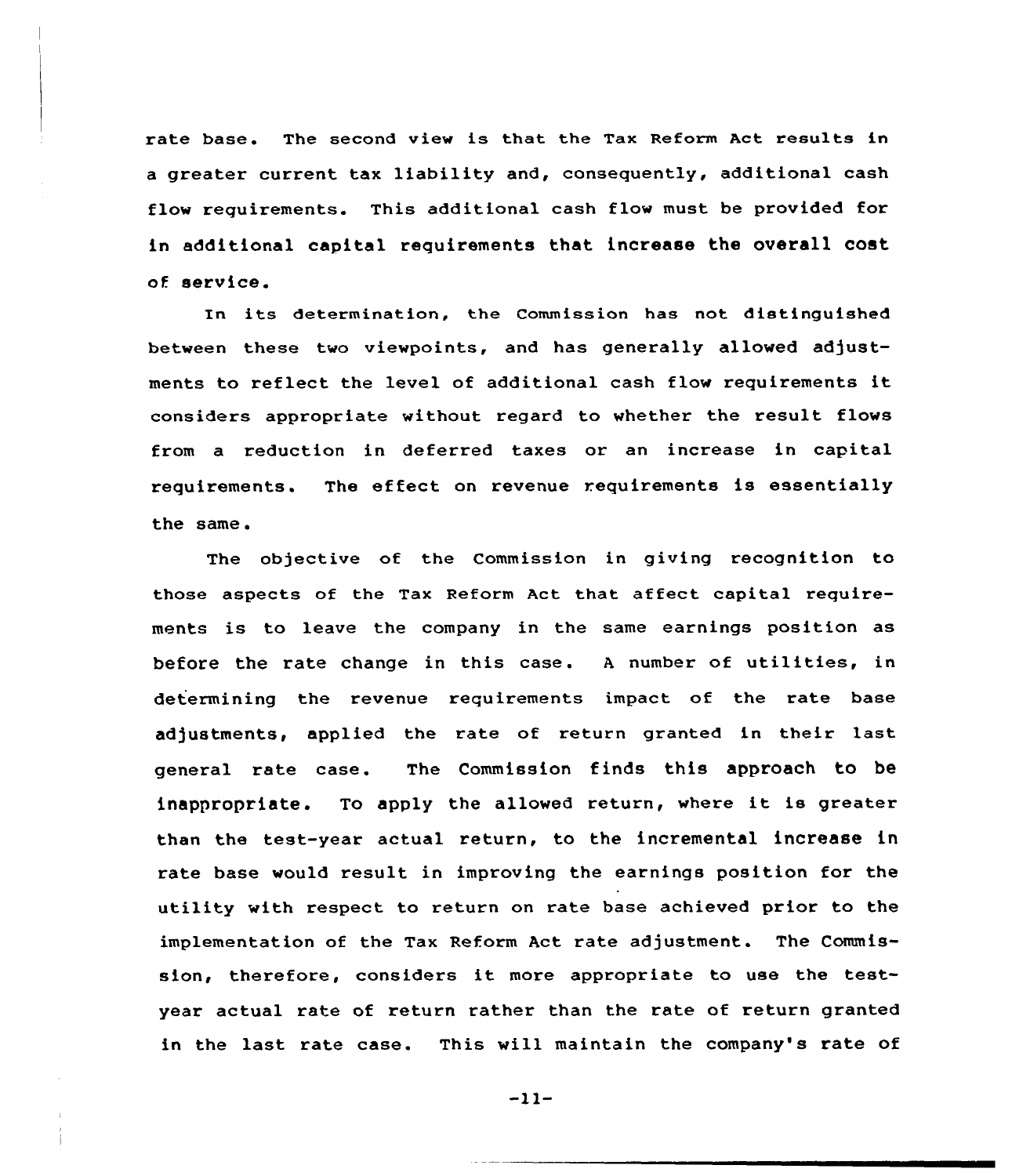rate base. The second view is that the Tax Reform Act results in a greater current tax liability and, consequently, additional cash flow requirements. This additional cash flow must be provided for in additional capital requirements that increase the overall cost of service.

In its determination, the Commission has not distinguished between these two viewpoints, and has generally allowed adjustments to reflect the level of additional cash flow requirements it considers appropriate without regard to whether the result flows from a reduction in deferred taxes or an increase in capital requirements. The effect on revenue requirements is essentially the same.

The objective of the Commission in giving recognition to those aspects of the Tax Reform Act that affect capital requirements is to leave the company in the same earnings position as before the rate change in this case. A number of utilities, in determining the revenue requirements impact of the rate base adjustments, applied the rate of return granted in their last general rate case. The Commission finds this approach to be inappropriate. To apply the allowed return, where it is greater than the test-year actual return, to the incremental increase in rate base would result in improving the earnings position for the utility with respect to return on rate base achieved prior to the implementation of the Tax Reform Act rate adjustment. The Commission, therefore, considers it more appropriate to use the test-year actual rate of return rather than the rate of return granted in the last rate case. This will maintain the company's rate of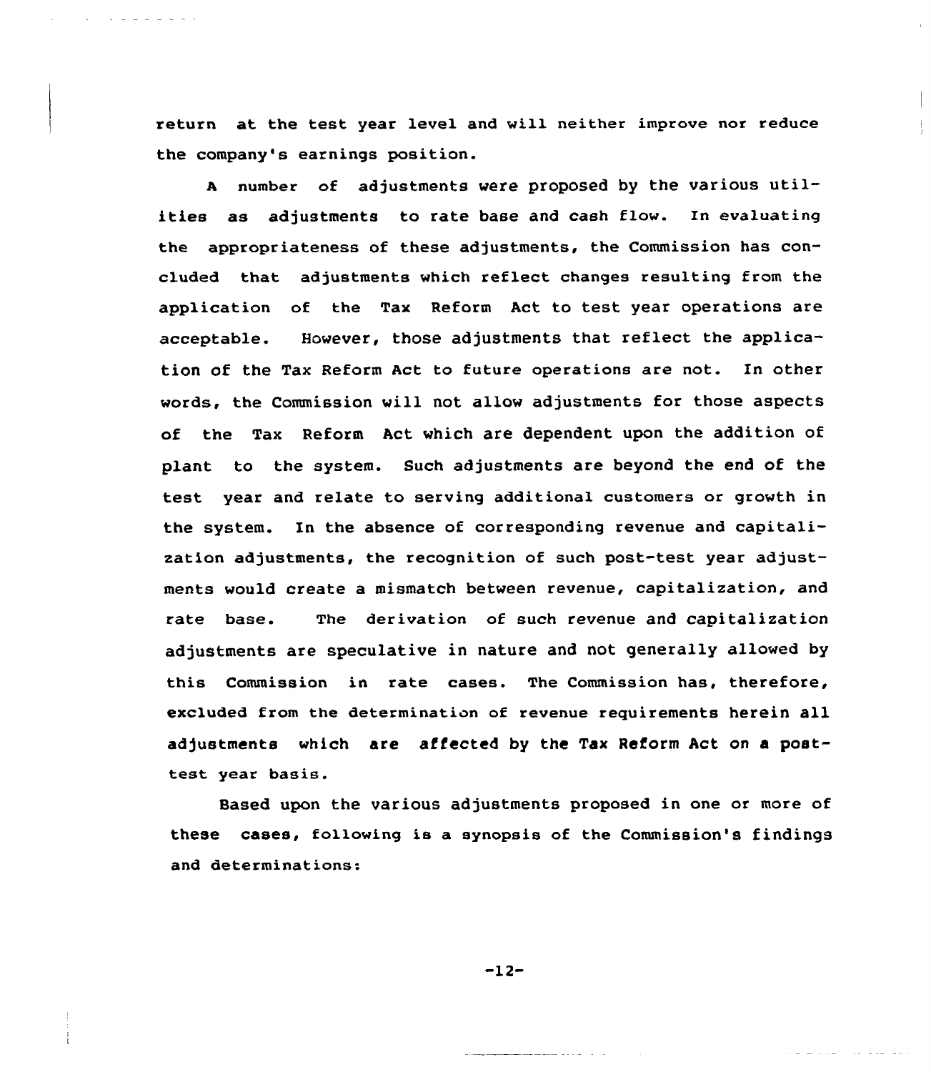return at the test year level and will neither improve nor reduce the company's earnings position.

A number of adjustments were proposed by the various utilities as adjustments to rate base and cash flow. In evaluating the appropriateness of these adjustments, the Commission has concluded that adjustments which reflect changes resulting from the application of the Tax Reform Act to test year operations are acceptable. However, those adjustments that reflect the application of the Tax Reform Act to future operations are not. In other words, the Commission will not allow adjustments for those aspects of the Tax Reform Act which are dependent upon the addition of plant to the system. Such adjustments are beyond the end of the test year and relate to serving additional customers or growth in the system. In the absence of corresponding revenue and capitalization adjustments, the recognition of such post-test year adjustments would create a mismatch between revenue, capitalization, and rate base. The derivation of such revenue and capitalization adjustments are speculative in nature and not generally allowed by this Commission in rate cases. The Commission has, therefore, excluded from the determination of revenue requirements herein all adjustments which are affected by the Tax Reform Act on a post-test year basis.

Based upon the various adjustments proposed in one or more of these cases, following is a synopsis of the Commission's findings and determinations: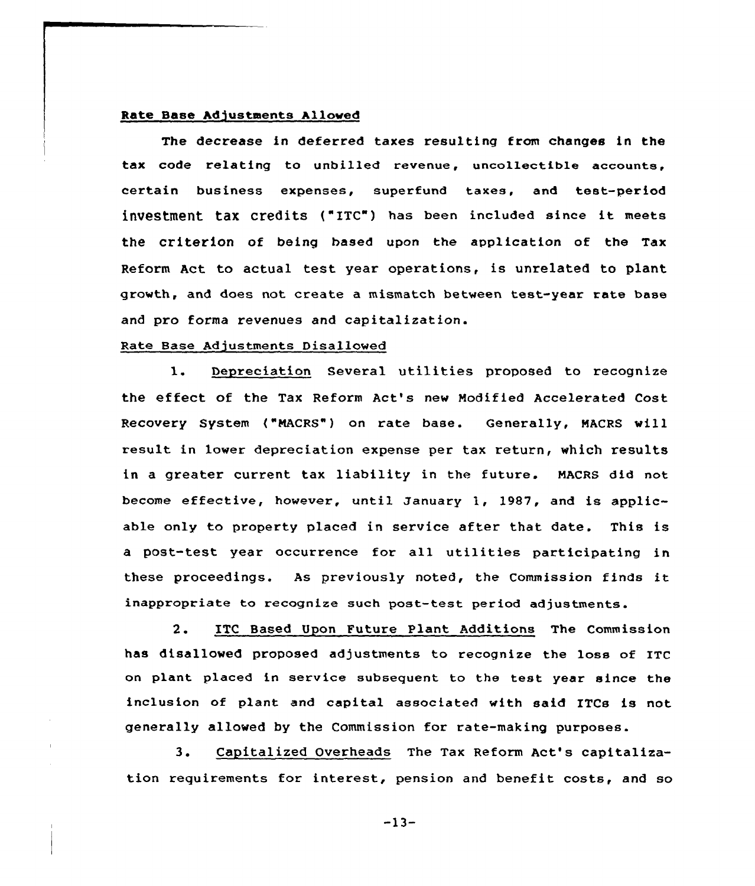Rate Base Adjustments Allowed

The decrease in deferred taxes resulting from changes in the tax code relating to unbilled revenue, uncollectible accounts, certain business expenses, superfund taxes, and test-period investment tax credits ("ITC") has been included since it meets the criterion of being based upon the application of the Tax Reform Act to actual test year operations, is unrelated to plant growth, and does not create a mismatch between test-year rate base and pro forma revenues and capitalization.

Rate Base Adjustments Disallowed

1. Depreciation Several utilities proposed to recognize the effect of the Tax Reform Act's new Modified Accelerated Cost Recovery System ("MACRS") on rate base. Generally, MACRS will result in lower depreciation expense per tax return, which results in a greater current tax liability in the future. MACRS did not become effective, however, until January 1, 1987, and is applicable only to property placed in service after that date. This is a post-test year occurrence for all utilities participating in these proceedings. As previously noted, the Commission finds it inappropriate to recognize such post-test period adjustments.

2. ITC Based Upon Future Plant Additions The Commission has disallowed proposed adjustments to recognize the loss of ITC on plant placed in service subsequent to the test year since the inclusion of plant and capital associated with said ITCs is not generally allowed by the Commission for rate-making purposes.

3. Capitalized Overheads The Tax Reform Act's capitalization requirements for interest, pension and benefit costs, and so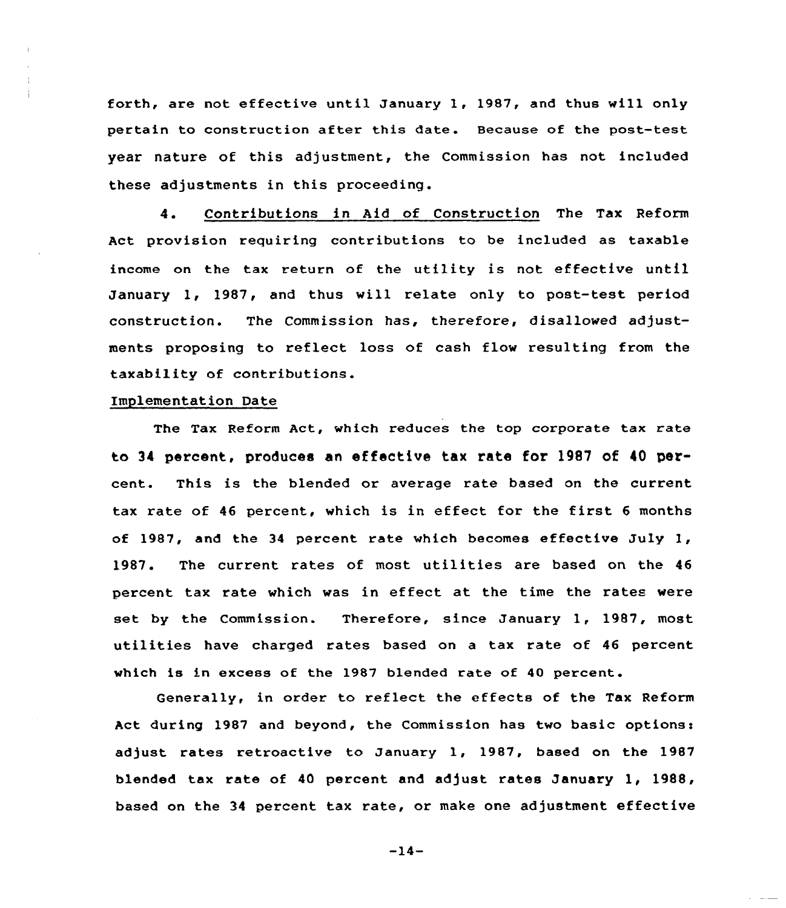forth, are not effective until January 1, 1987, and thus will only pertain to construction after this date. Because of the post-test year nature of this adjustment, the Commission has not included these adjustments in this proceeding.

4. <u>Contributions in Aid of Construction</u> The Tax Reform Act provision requiring contributions to be included as taxable income on the tax return of the utility is not effective until January 1, 1987, and thus will relate only to post-test period construction. The Commission has, therefore, disallowed adjustments proposing to reflect loss of cash flow resulting from the taxability of contributions.

<u>Implementation Date</u>

The Tax Reform Act, which reduces the top corporate tax rate to 34 percent, produces an effective tax rate for 1987 of 40 percent. This is the blended or average rate based on the current tax rate of 46 percent, which is in effect for the first 6 months of 1987, and the 34 percent rate which becomes effective July 1, 1987. The current rates of most utilities are based on the 46 percent tax rate which was in effect at the time the rates were set by the Commission. Therefore, since January 1, 1987, most utilities have charged rates based on a tax rate of 46 percent which is in excess of the 1987 blended rate of 40 percent.

Generally, in order to reflect the effects of the Tax Reform Act during 1987 and beyond, the Commission has two basic options: adjust rates retroactive to January 1, 1987, based on the 1987 blended tax rate of 40 percent and adjust rates January 1, 1988, based on the 34 percent tax rate, or make one adjustment effective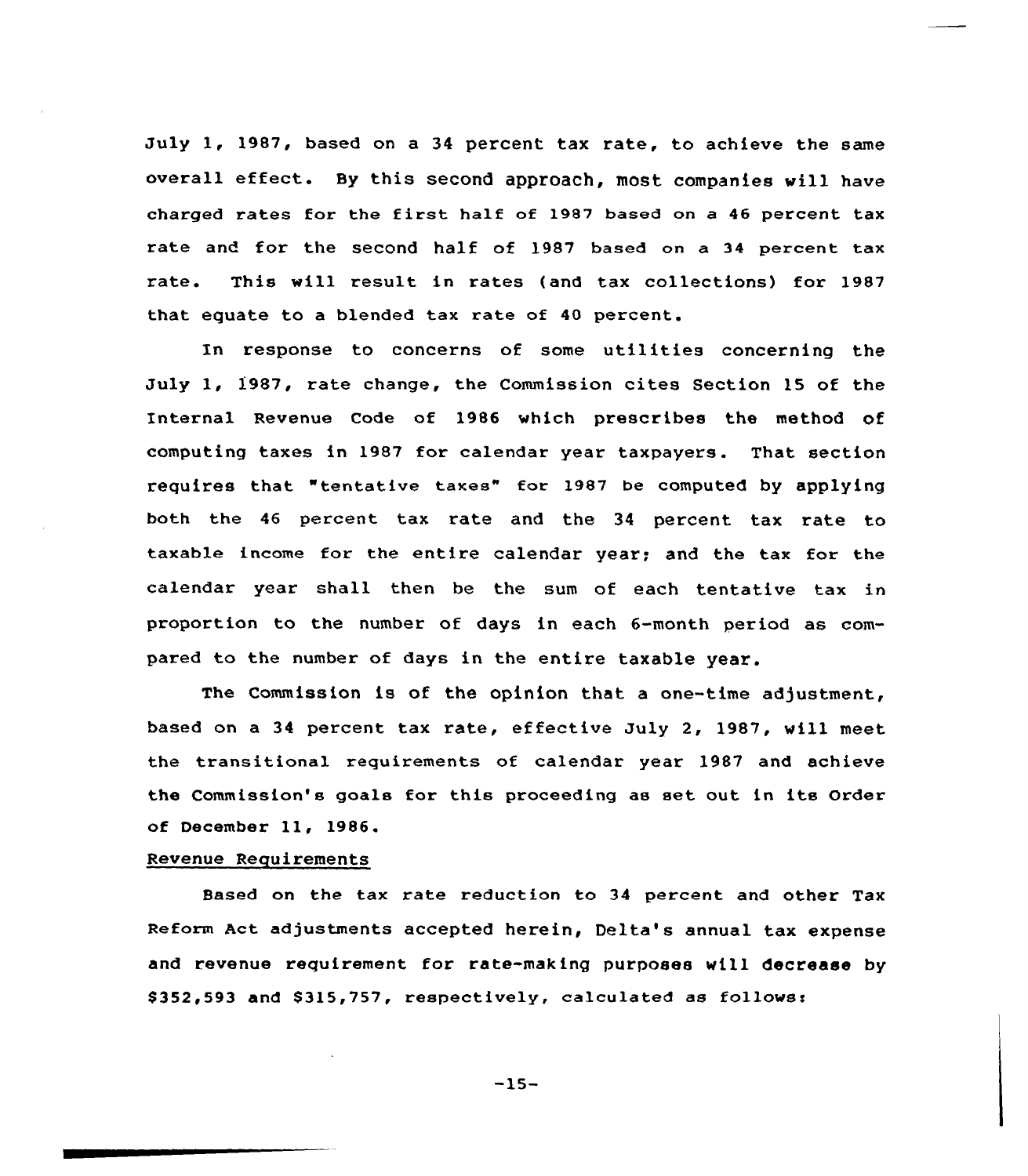July 1, 1987, based on a 34 percent tax rate, to achieve the same overall effect. By this second approach, most companies will have charged rates for the first half of 1987 based on a 46 percent tax rate and for the second half of 1987 based on a 34 percent tax rate. This will result in rates (and tax collections) for 1987 that equate to a blended tax rate of 40 percent.

In response to concerns of some utilities concerning the July 1, 1987, rate change, the Commission cites Section 15 of the Internal Revenue Code of 1986 which prescribes the method of computing taxes in 1987 for calendar year taxpayers. That section requires that "tentative taxes" for 1987 be computed by applying both the 46 percent tax rate and the 34 percent tax rate to taxable income for the entire calendar year; and the tax for the calendar year shall then be the sum of each tentative tax in proportion to the number of days in each 6-month period as compared to the number of days in the entire taxable year.

The Commission is of the opinion that a one-time adjustment, based on a 34 percent tax rate, effective July 2, 1987, will meet the transitional requirements of calendar year 1987 and achieve the Commission's goals for this proceeding as set out in its Order of December 11, 1986.

Revenue Requirements

Based on the tax rate reduction to 34 percent and other Tax Reform Act adjustments accepted herein, Delta's annual tax expense and revenue requirement for rate-making purposes will decrease by $352,593 and $315,757, respectively, calculated as follows: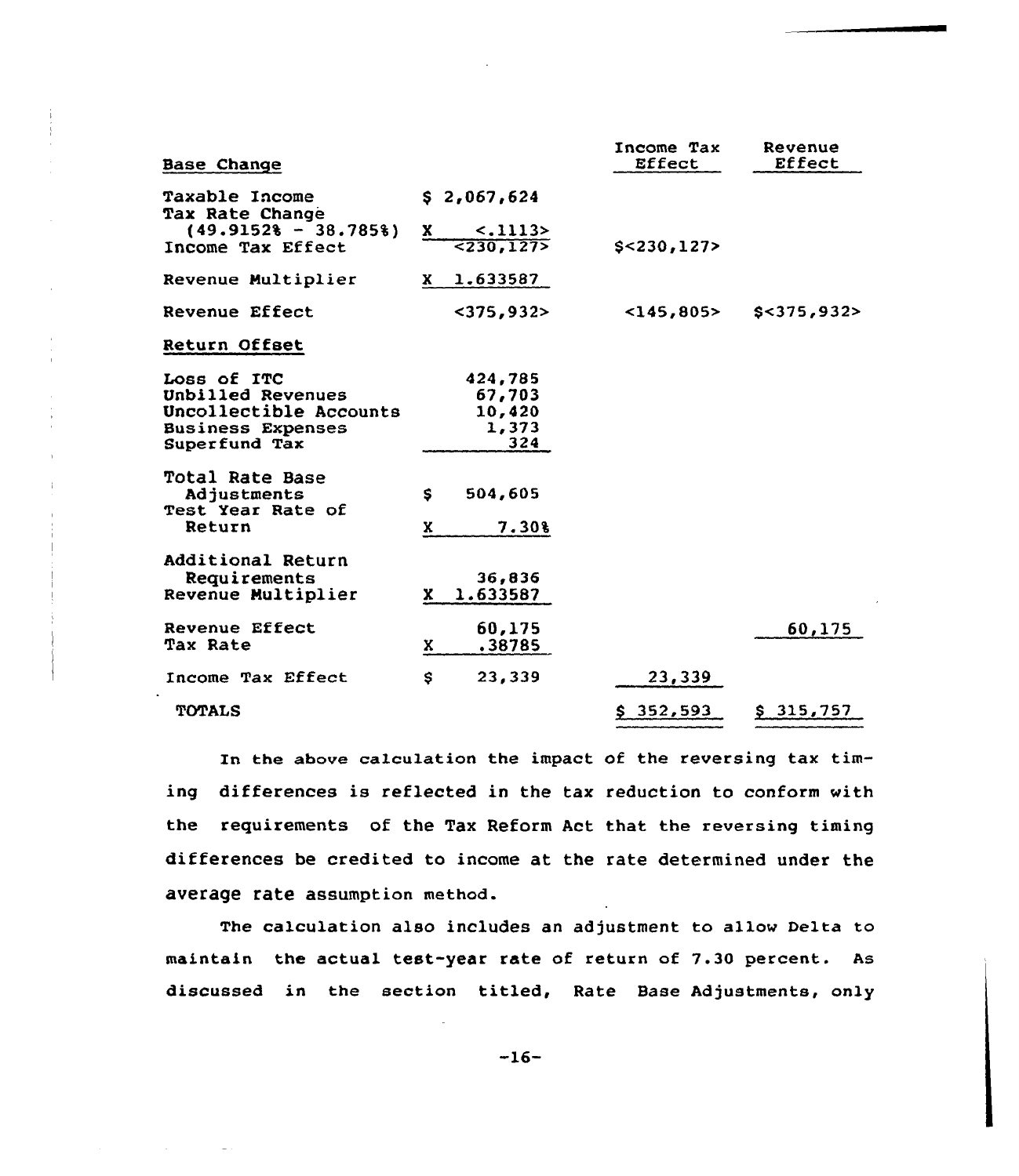| Base Change | | Income Tax Effect | Revenue Effect |
|---|---|---|---|
| Taxable Income | $ 2,067,624 | | |
| Tax Rate Change (49.9152% - 38.785%) | X <.1113> | | |
| Income Tax Effect | <230,127> | $<230,127> | |
| Revenue Multiplier | X 1.633587 | | |
| Revenue Effect | <375,932> | <145,805> | $<375,932> |
| **Return Offset** | | | |
| Loss of ITC | 424,785 | | |
| Unbilled Revenues | 67,703 | | |
| Uncollectible Accounts | 10,420 | | |
| Business Expenses | 1,373 | | |
| Superfund Tax | 324 | | |
| Total Rate Base Adjustments | $ 504,605 | | |
| Test Year Rate of Return | X 7.30% | | |
| Additional Return Requirements | 36,836 | | |
| Revenue Multiplier | X 1.633587 | | |
| Revenue Effect | 60,175 | | 60,175 |
| Tax Rate | X .38785 | | |
| Income Tax Effect | $ 23,339 | 23,339 | |
| TOTALS | | $ 352,593 | $ 315,757 |

In the above calculation the impact of the reversing tax timing differences is reflected in the tax reduction to conform with the requirements of the Tax Reform Act that the reversing timing differences be credited to income at the rate determined under the average rate assumption method.

The calculation also includes an adjustment to allow Delta to maintain the actual test-year rate of return of 7.30 percent. As discussed in the section titled, Rate Base Adjustments, only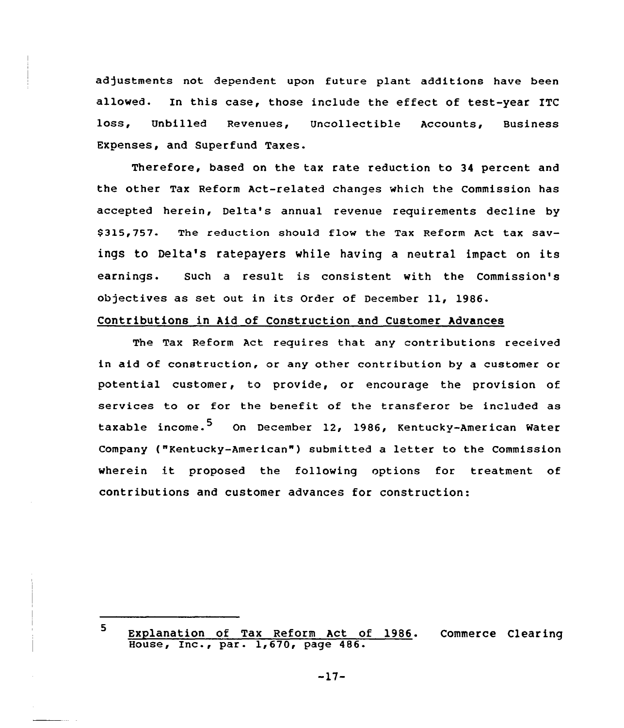adjustments not dependent upon future plant additions have been allowed. In this case, those include the effect of test-year ITC loss, Unbilled Revenues, Uncollectible Accounts, Business Expenses, and Superfund Taxes.

Therefore, based on the tax rate reduction to 34 percent and the other Tax Reform Act-related changes which the Commission has accepted herein, Delta's annual revenue requirements decline by $315,757. The reduction should flow the Tax Reform Act tax savings to Delta's ratepayers while having a neutral impact on its earnings. Such a result is consistent with the Commission's objectives as set out in its Order of December 11, 1986.

<u>Contributions in Aid of Construction and Customer Advances</u>

The Tax Reform Act requires that any contributions received in aid of construction, or any other contribution by a customer or potential customer, to provide, or encourage the provision of services to or for the benefit of the transferor be included as taxable income.[5] On December 12, 1986, Kentucky-American Water Company ("Kentucky-American") submitted a letter to the Commission wherein it proposed the following options for treatment of contributions and customer advances for construction:

---

[5] <u>Explanation of Tax Reform Act of 1986</u>. Commerce Clearing House, Inc., par. 1,670, page 486.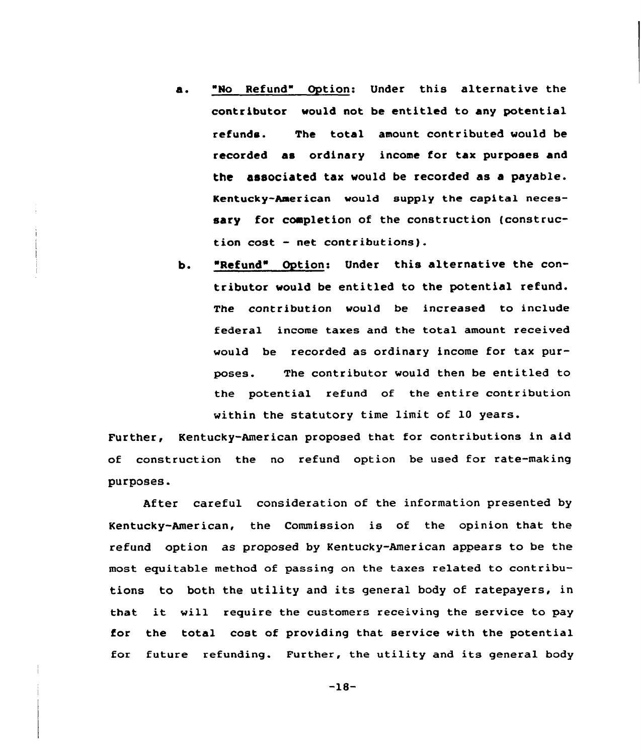a. "No Refund" Option: Under this alternative the contributor would not be entitled to any potential refunds. The total amount contributed would be recorded as ordinary income for tax purposes and the associated tax would be recorded as a payable. Kentucky-American would supply the capital necessary for completion of the construction (construction cost - net contributions).

b. "Refund" Option: Under this alternative the contributor would be entitled to the potential refund. The contribution would be increased to include federal income taxes and the total amount received would be recorded as ordinary income for tax purposes. The contributor would then be entitled to the potential refund of the entire contribution within the statutory time limit of 10 years.

Further, Kentucky-American proposed that for contributions in aid of construction the no refund option be used for rate-making purposes.

After careful consideration of the information presented by Kentucky-American, the Commission is of the opinion that the refund option as proposed by Kentucky-American appears to be the most equitable method of passing on the taxes related to contributions to both the utility and its general body of ratepayers, in that it will require the customers receiving the service to pay for the total cost of providing that service with the potential for future refunding. Further, the utility and its general body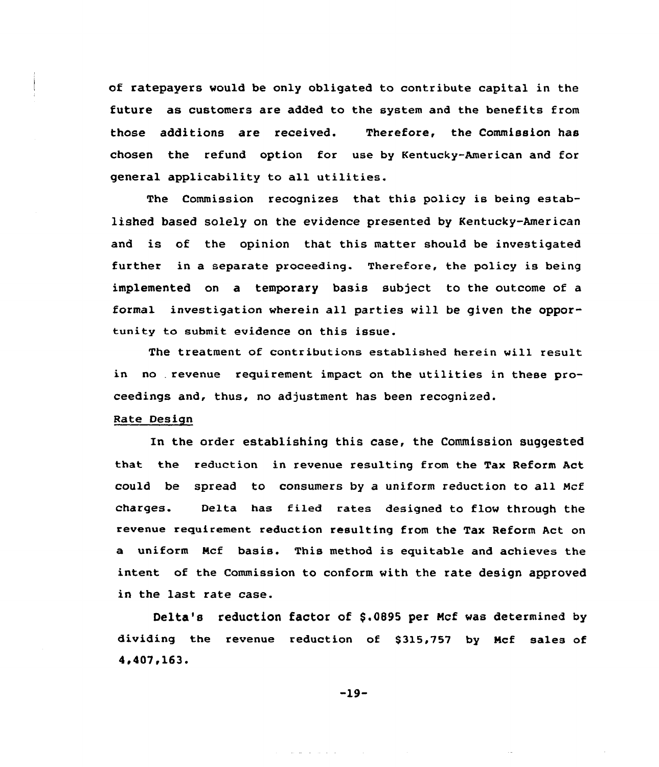of ratepayers would be only obligated to contribute capital in the future as customers are added to the system and the benefits from those additions are received. Therefore, the Commission has chosen the refund option for use by Kentucky-American and for general applicability to all utilities.

The Commission recognizes that this policy is being established based solely on the evidence presented by Kentucky-American and is of the opinion that this matter should be investigated further in a separate proceeding. Therefore, the policy is being implemented on a temporary basis subject to the outcome of a formal investigation wherein all parties will be given the opportunity to submit evidence on this issue.

The treatment of contributions established herein will result in no revenue requirement impact on the utilities in these proceedings and, thus, no adjustment has been recognized.

Rate Design

In the order establishing this case, the Commission suggested that the reduction in revenue resulting from the Tax Reform Act could be spread to consumers by a uniform reduction to all Mcf charges. Delta has filed rates designed to flow through the revenue requirement reduction resulting from the Tax Reform Act on a uniform Mcf basis. This method is equitable and achieves the intent of the Commission to conform with the rate design approved in the last rate case.

Delta's reduction factor of $.0895 per Mcf was determined by dividing the revenue reduction of $315,757 by Mcf sales of 4,407,163.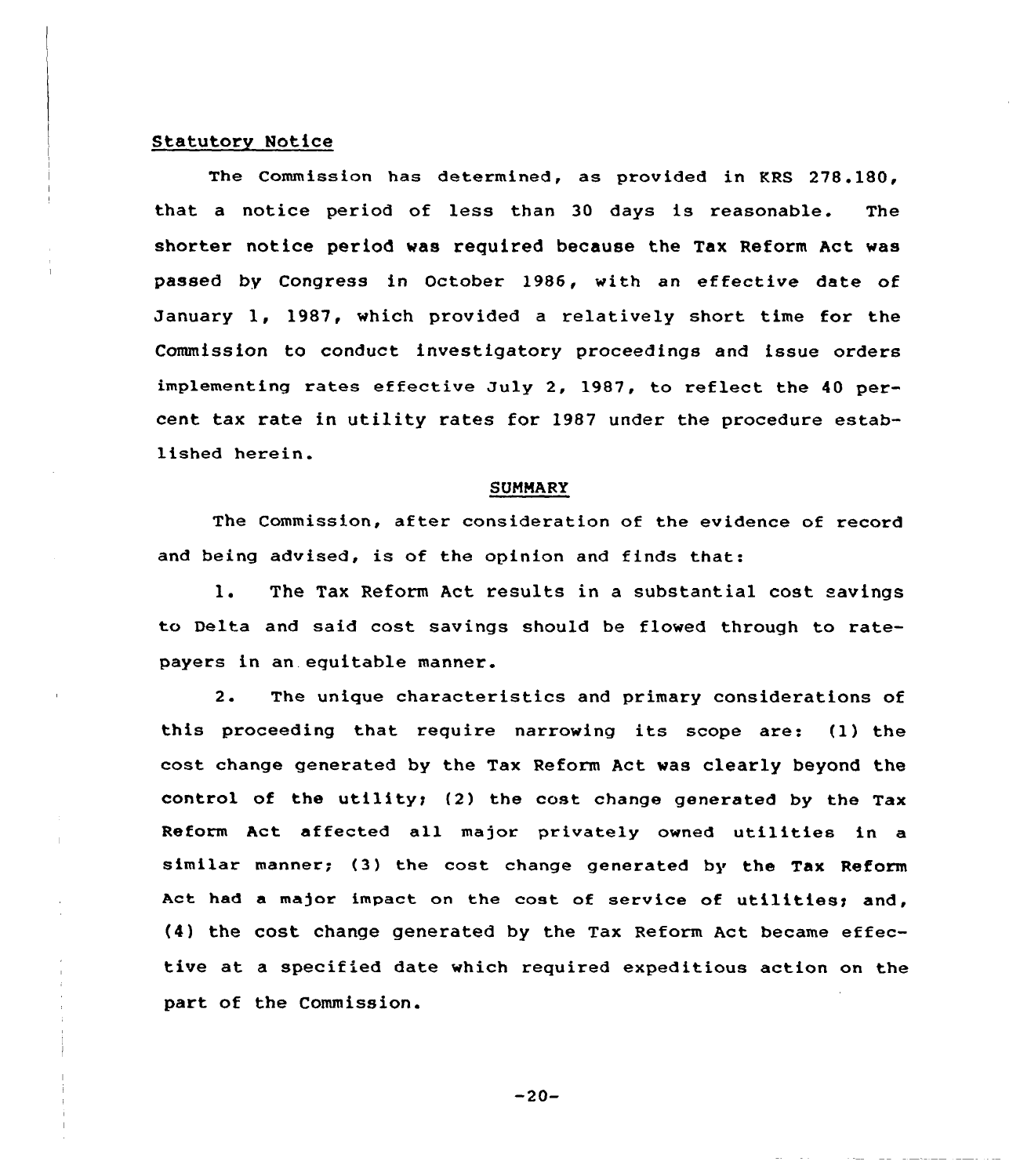Statutory Notice

The Commission has determined, as provided in KRS 278.180, that a notice period of less than 30 days is reasonable. The shorter notice period was required because the Tax Reform Act was passed by Congress in October 1986, with an effective date of January 1, 1987, which provided a relatively short time for the Commission to conduct investigatory proceedings and issue orders implementing rates effective July 2, 1987, to reflect the 40 percent tax rate in utility rates for 1987 under the procedure established herein.

## SUMMARY

The Commission, after consideration of the evidence of record and being advised, is of the opinion and finds that:

1. The Tax Reform Act results in a substantial cost savings to Delta and said cost savings should be flowed through to ratepayers in an equitable manner.

2. The unique characteristics and primary considerations of this proceeding that require narrowing its scope are: (1) the cost change generated by the Tax Reform Act was clearly beyond the control of the utility; (2) the cost change generated by the Tax Reform Act affected all major privately owned utilities in a similar manner; (3) the cost change generated by the Tax Reform Act had a major impact on the cost of service of utilities; and, (4) the cost change generated by the Tax Reform Act became effective at a specified date which required expeditious action on the part of the Commission.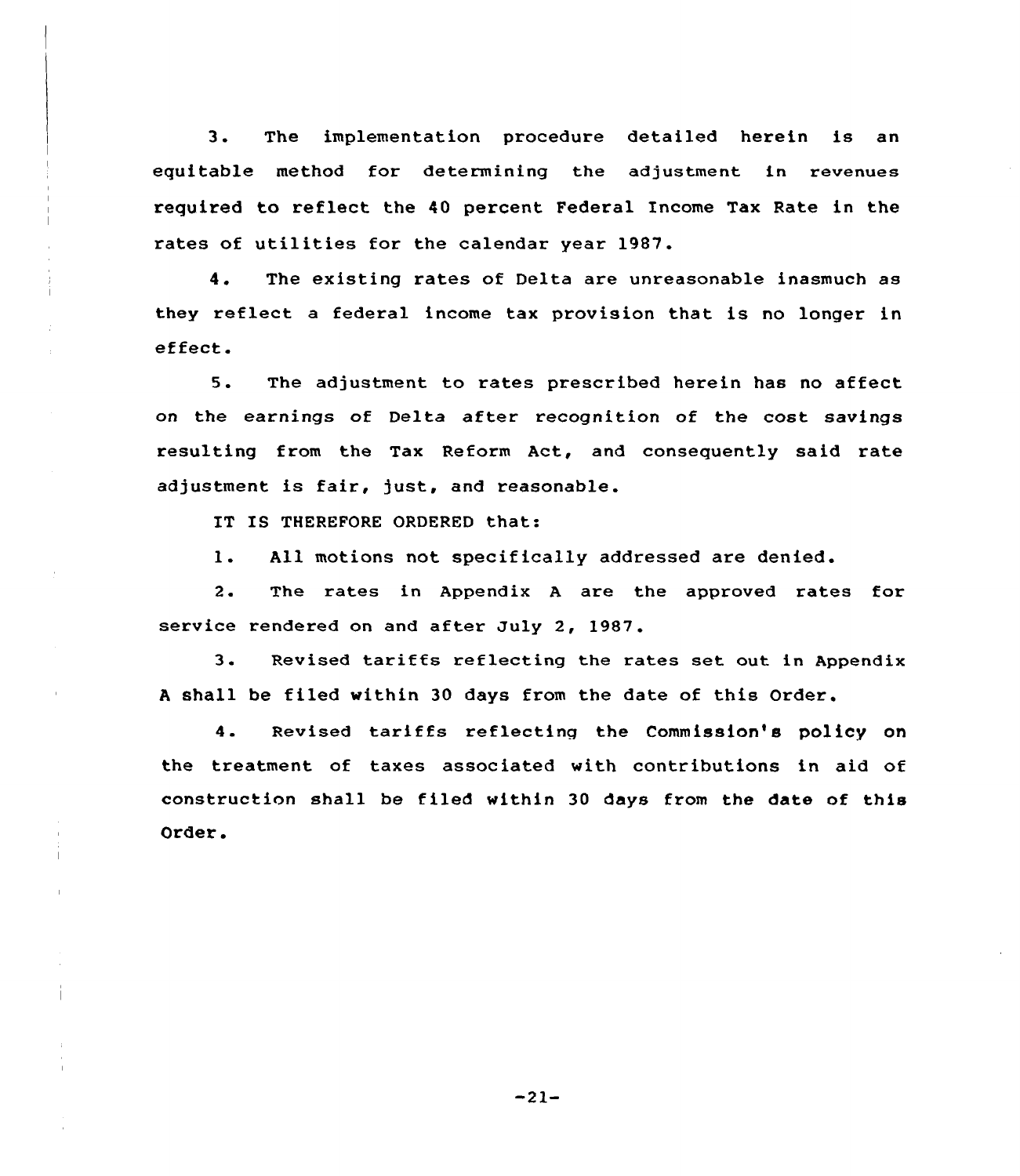3. The implementation procedure detailed herein is an equitable method for determining the adjustment in revenues required to reflect the 40 percent Federal Income Tax Rate in the rates of utilities for the calendar year 1987.

4. The existing rates of Delta are unreasonable inasmuch as they reflect a federal income tax provision that is no longer in effect.

5. The adjustment to rates prescribed herein has no affect on the earnings of Delta after recognition of the cost savings resulting from the Tax Reform Act, and consequently said rate adjustment is fair, just, and reasonable.

IT IS THEREFORE ORDERED that:

1. All motions not specifically addressed are denied.

2. The rates in Appendix A are the approved rates for service rendered on and after July 2, 1987.

3. Revised tariffs reflecting the rates set out in Appendix A shall be filed within 30 days from the date of this Order.

4. Revised tariffs reflecting the Commission's policy on the treatment of taxes associated with contributions in aid of construction shall be filed within 30 days from the date of this Order.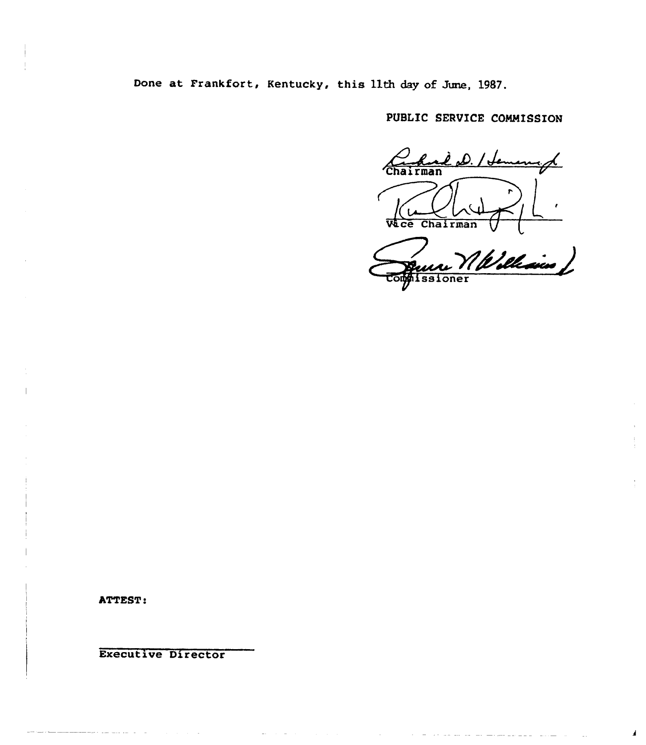Done at Frankfort, Kentucky, this 11th day of June, 1987.

PUBLIC SERVICE COMMISSION

Chairman

Vice Chairman

Commissioner

ATTEST:

Executive Director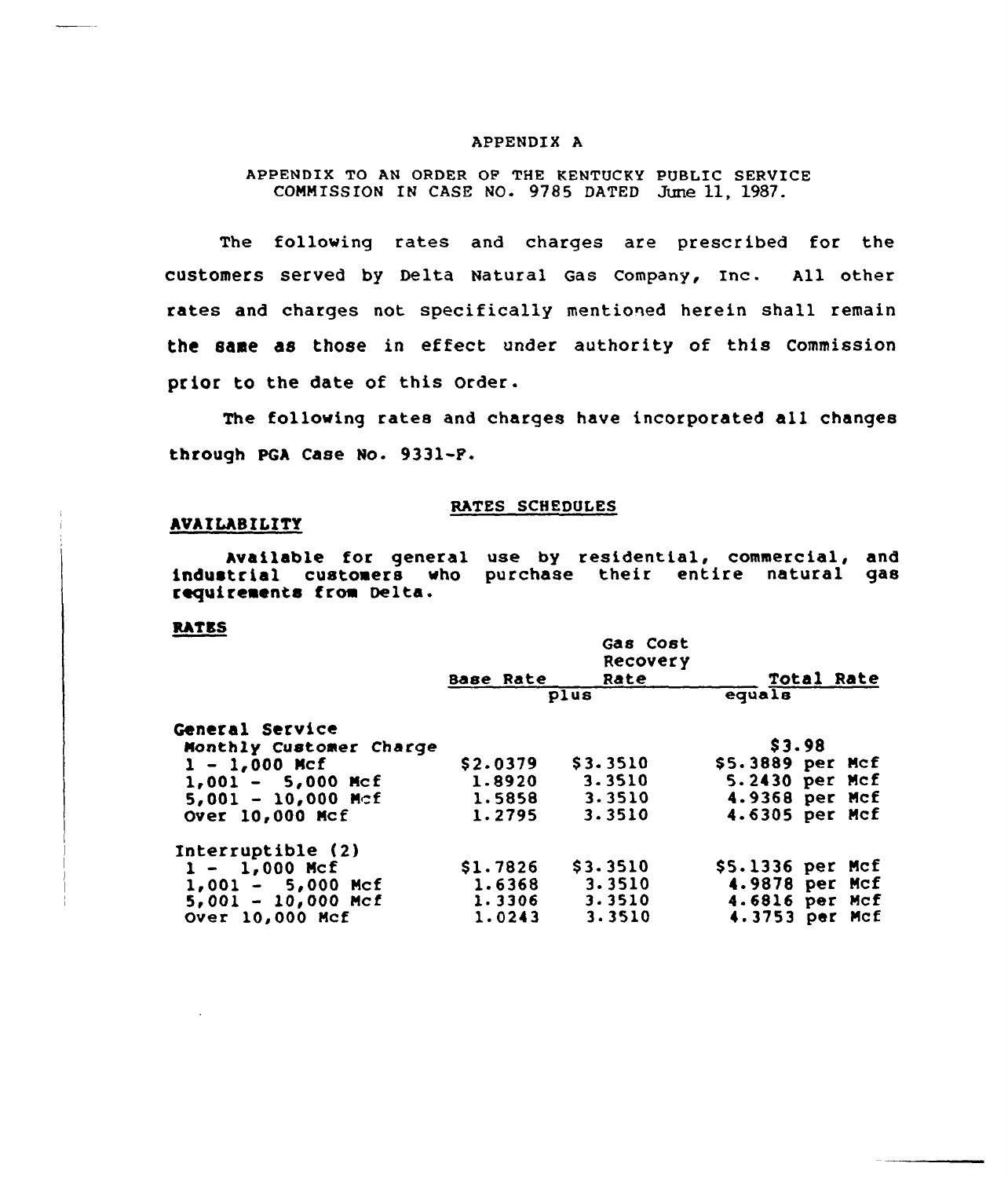# APPENDIX A

APPENDIX TO AN ORDER OF THE KENTUCKY PUBLIC SERVICE COMMISSION IN CASE NO. 9785 DATED June 11, 1987.

The following rates and charges are prescribed for the customers served by Delta Natural Gas Company, Inc. All other rates and charges not specifically mentioned herein shall remain the same as those in effect under authority of this Commission prior to the date of this Order.

The following rates and charges have incorporated all changes through PGA Case No. 9331-F.

## RATES SCHEDULES

**AVAILABILITY**

Available for general use by residential, commercial, and industrial customers who purchase their entire natural gas requirements from Delta.

**RATES**

| | Base Rate | Gas Cost Recovery Rate | Total Rate |
|---|---|---|---|
| | plus | | equals |
| General Service | | | |
| Monthly Customer Charge | | | $3.98 |
| 1 - 1,000 Mcf | $2.0379 | $3.3510 | $5.3889 per Mcf |
| 1,001 - 5,000 Mcf | 1.8920 | 3.3510 | 5.2430 per Mcf |
| 5,001 - 10,000 Mcf | 1.5858 | 3.3510 | 4.9368 per Mcf |
| Over 10,000 Mcf | 1.2795 | 3.3510 | 4.6305 per Mcf |
| Interruptible (2) | | | |
| 1 - 1,000 Mcf | $1.7826 | $3.3510 | $5.1336 per Mcf |
| 1,001 - 5,000 Mcf | 1.6368 | 3.3510 | 4.9878 per Mcf |
| 5,001 - 10,000 Mcf | 1.3306 | 3.3510 | 4.6816 per Mcf |
| Over 10,000 Mcf | 1.0243 | 3.3510 | 4.3753 per Mcf |